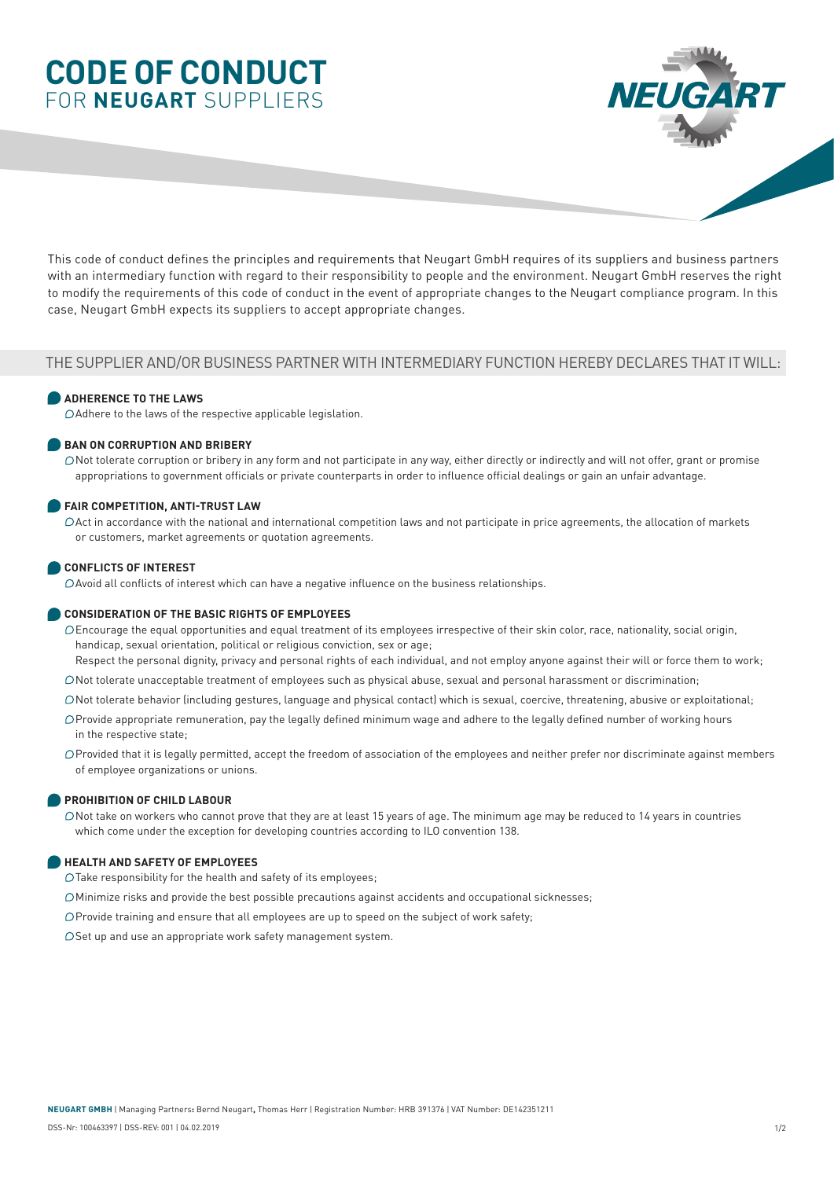# CODE OF CONDUCT
## FOR **NEUGART** SUPPLIERS

This code of conduct defines the principles and requirements that Neugart GmbH requires of its suppliers and business partners with an intermediary function with regard to their responsibility to people and the environment. Neugart GmbH reserves the right to modify the requirements of this code of conduct in the event of appropriate changes to the Neugart compliance program. In this case, Neugart GmbH expects its suppliers to accept appropriate changes.

## THE SUPPLIER AND/OR BUSINESS PARTNER WITH INTERMEDIARY FUNCTION HEREBY DECLARES THAT IT WILL:

### ADHERENCE TO THE LAWS

- Adhere to the laws of the respective applicable legislation.

### BAN ON CORRUPTION AND BRIBERY

- Not tolerate corruption or bribery in any form and not participate in any way, either directly or indirectly and will not offer, grant or promise appropriations to government officials or private counterparts in order to influence official dealings or gain an unfair advantage.

### FAIR COMPETITION, ANTI-TRUST LAW

- Act in accordance with the national and international competition laws and not participate in price agreements, the allocation of markets or customers, market agreements or quotation agreements.

### CONFLICTS OF INTEREST

- Avoid all conflicts of interest which can have a negative influence on the business relationships.

### CONSIDERATION OF THE BASIC RIGHTS OF EMPLOYEES

- Encourage the equal opportunities and equal treatment of its employees irrespective of their skin color, race, nationality, social origin, handicap, sexual orientation, political or religious conviction, sex or age;
  Respect the personal dignity, privacy and personal rights of each individual, and not employ anyone against their will or force them to work;
- Not tolerate unacceptable treatment of employees such as physical abuse, sexual and personal harassment or discrimination;
- Not tolerate behavior (including gestures, language and physical contact) which is sexual, coercive, threatening, abusive or exploitational;
- Provide appropriate remuneration, pay the legally defined minimum wage and adhere to the legally defined number of working hours in the respective state;
- Provided that it is legally permitted, accept the freedom of association of the employees and neither prefer nor discriminate against members of employee organizations or unions.

### PROHIBITION OF CHILD LABOUR

- Not take on workers who cannot prove that they are at least 15 years of age. The minimum age may be reduced to 14 years in countries which come under the exception for developing countries according to ILO convention 138.

### HEALTH AND SAFETY OF EMPLOYEES

- Take responsibility for the health and safety of its employees;
- Minimize risks and provide the best possible precautions against accidents and occupational sicknesses;
- Provide training and ensure that all employees are up to speed on the subject of work safety;
- Set up and use an appropriate work safety management system.

**NEUGART GMBH** | Managing Partners: Bernd Neugart, Thomas Herr | Registration Number: HRB 391376 | VAT Number: DE142351211

DSS-Nr: 100463397 | DSS-REV: 001 | 04.02.2019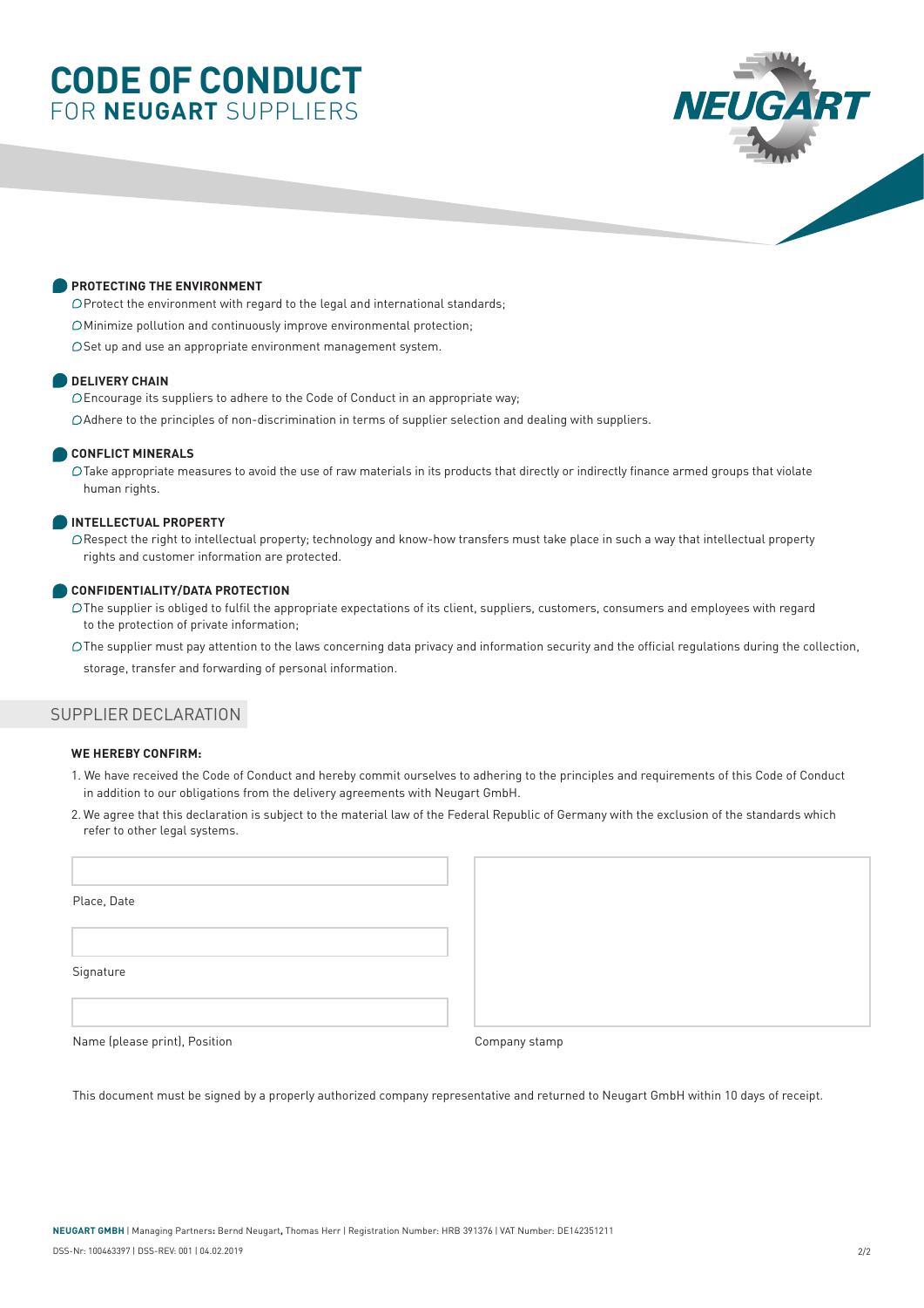# CODE OF CONDUCT
FOR **NEUGART** SUPPLIERS

### PROTECTING THE ENVIRONMENT

- Protect the environment with regard to the legal and international standards;
- Minimize pollution and continuously improve environmental protection;
- Set up and use an appropriate environment management system.

### DELIVERY CHAIN

- Encourage its suppliers to adhere to the Code of Conduct in an appropriate way;
- Adhere to the principles of non-discrimination in terms of supplier selection and dealing with suppliers.

### CONFLICT MINERALS

- Take appropriate measures to avoid the use of raw materials in its products that directly or indirectly finance armed groups that violate human rights.

### INTELLECTUAL PROPERTY

- Respect the right to intellectual property; technology and know-how transfers must take place in such a way that intellectual property rights and customer information are protected.

### CONFIDENTIALITY/DATA PROTECTION

- The supplier is obliged to fulfil the appropriate expectations of its client, suppliers, customers, consumers and employees with regard to the protection of private information;
- The supplier must pay attention to the laws concerning data privacy and information security and the official regulations during the collection, storage, transfer and forwarding of personal information.

## SUPPLIER DECLARATION

**WE HEREBY CONFIRM:**

1. We have received the Code of Conduct and hereby commit ourselves to adhering to the principles and requirements of this Code of Conduct in addition to our obligations from the delivery agreements with Neugart GmbH.
2. We agree that this declaration is subject to the material law of the Federal Republic of Germany with the exclusion of the standards which refer to other legal systems.

Place, Date

Signature

Name (please print), Position

Company stamp

This document must be signed by a properly authorized company representative and returned to Neugart GmbH within 10 days of receipt.

**NEUGART GMBH** | Managing Partners: Bernd Neugart, Thomas Herr | Registration Number: HRB 391376 | VAT Number: DE142351211

DSS-Nr: 100463397 | DSS-REV: 001 | 04.02.2019